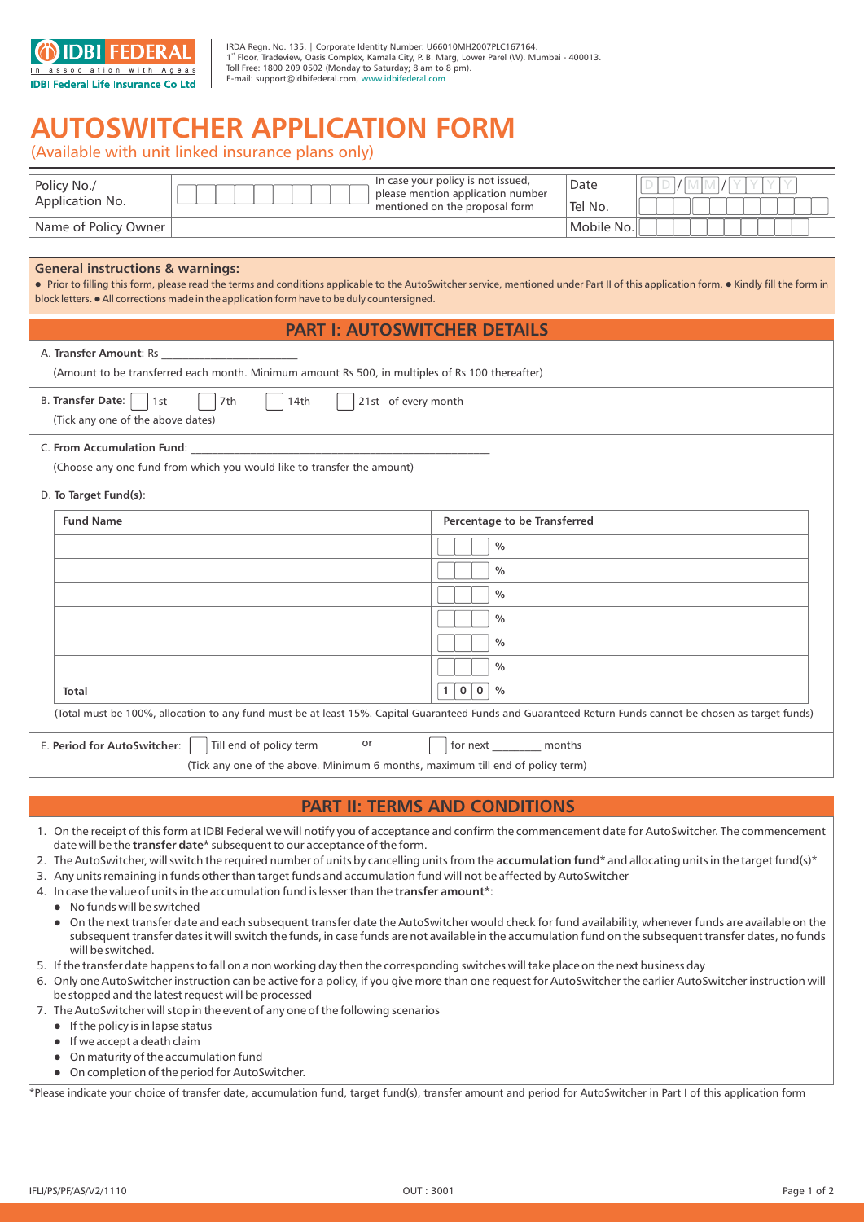IDBI FEDERAL
In association with Ageas
IDBI Federal Life Insurance Co Ltd

IRDA Regn. No. 135. | Corporate Identity Number: U66010MH2007PLC167164.
1st Floor, Tradeview, Oasis Complex, Kamala City, P. B. Marg, Lower Parel (W). Mumbai - 400013.
Toll Free: 1800 209 0502 (Monday to Saturday; 8 am to 8 pm).
E-mail: support@idbifederal.com, www.idbifederal.com

# AUTOSWITCHER APPLICATION FORM

(Available with unit linked insurance plans only)

| Policy No./ Application No. | | In case your policy is not issued, please mention application number mentioned on the proposal form | Date | D D / M M / Y Y Y Y |
|---|---|---|---|---|
| | | | Tel No. | |
| Name of Policy Owner | | | Mobile No. | |

**General instructions & warnings:**
- Prior to filling this form, please read the terms and conditions applicable to the AutoSwitcher service, mentioned under Part II of this application form.
- Kindly fill the form in block letters.
- All corrections made in the application form have to be duly countersigned.

## PART I: AUTOSWITCHER DETAILS

A. **Transfer Amount**: Rs ________________________

(Amount to be transferred each month. Minimum amount Rs 500, in multiples of Rs 100 thereafter)

B. **Transfer Date**: ☐ 1st ☐ 7th ☐ 14th ☐ 21st of every month

(Tick any one of the above dates)

C. **From Accumulation Fund**: ________________________

(Choose any one fund from which you would like to transfer the amount)

D. **To Target Fund(s)**:

| Fund Name | Percentage to be Transferred |
|---|---|
| | % |
| | % |
| | % |
| | % |
| | % |
| | % |
| **Total** | 1 0 0 % |

(Total must be 100%, allocation to any fund must be at least 15%. Capital Guaranteed Funds and Guaranteed Return Funds cannot be chosen as target funds)

E. **Period for AutoSwitcher**: ☐ Till end of policy term or ☐ for next ________ months

(Tick any one of the above. Minimum 6 months, maximum till end of policy term)

## PART II: TERMS AND CONDITIONS

1. On the receipt of this form at IDBI Federal we will notify you of acceptance and confirm the commencement date for AutoSwitcher. The commencement date will be the **transfer date*** subsequent to our acceptance of the form.
2. The AutoSwitcher, will switch the required number of units by cancelling units from the **accumulation fund*** and allocating units in the target fund(s)*
3. Any units remaining in funds other than target funds and accumulation fund will not be affected by AutoSwitcher
4. In case the value of units in the accumulation fund is lesser than the **transfer amount***:
   - No funds will be switched
   - On the next transfer date and each subsequent transfer date the AutoSwitcher would check for fund availability, whenever funds are available on the subsequent transfer dates it will switch the funds, in case funds are not available in the accumulation fund on the subsequent transfer dates, no funds will be switched.
5. If the transfer date happens to fall on a non working day then the corresponding switches will take place on the next business day
6. Only one AutoSwitcher instruction can be active for a policy, if you give more than one request for AutoSwitcher the earlier AutoSwitcher instruction will be stopped and the latest request will be processed
7. The AutoSwitcher will stop in the event of any one of the following scenarios
   - If the policy is in lapse status
   - If we accept a death claim
   - On maturity of the accumulation fund
   - On completion of the period for AutoSwitcher.

*Please indicate your choice of transfer date, accumulation fund, target fund(s), transfer amount and period for AutoSwitcher in Part I of this application form

IFLI/PS/PF/AS/V2/1110 OUT : 3001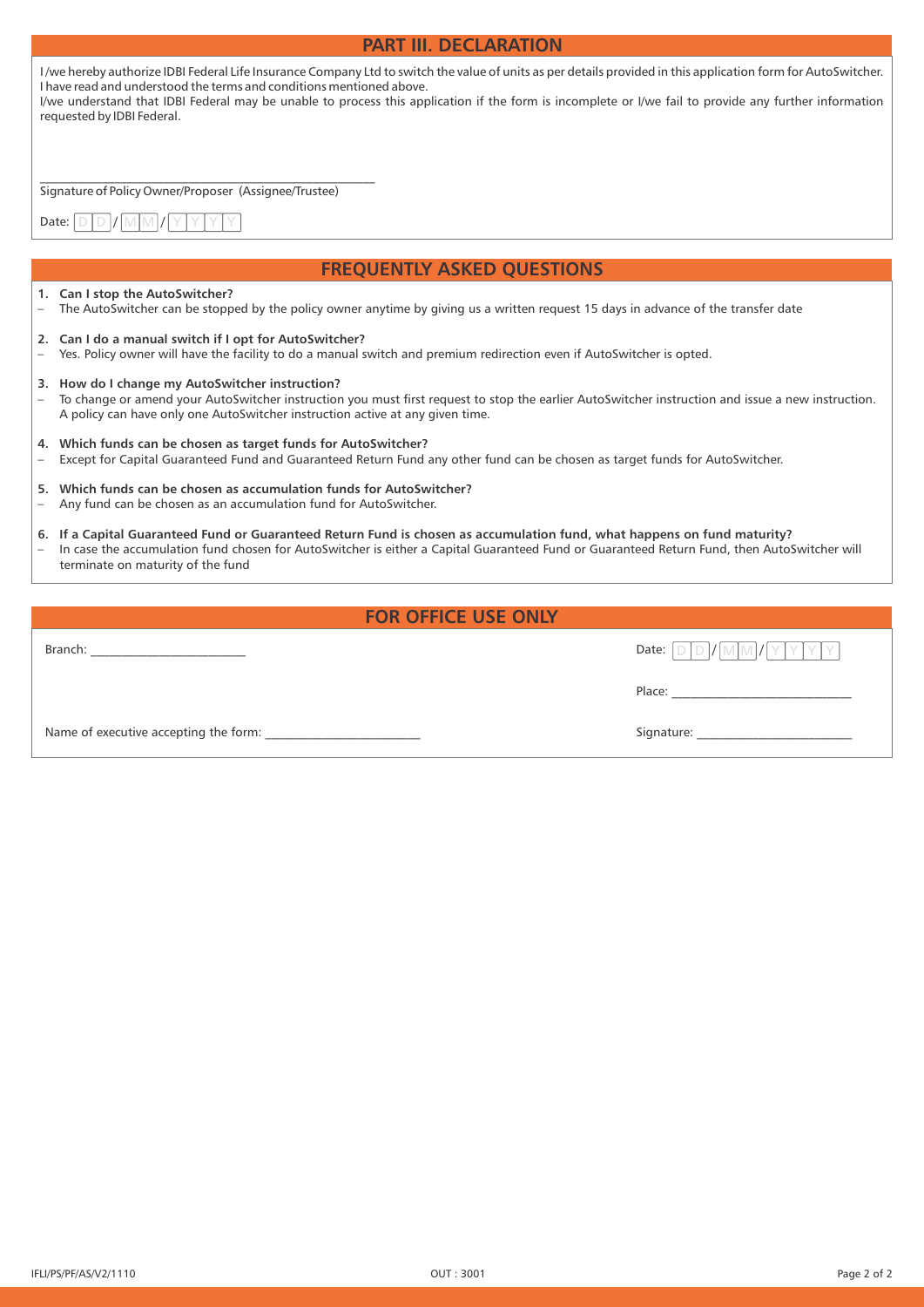## PART III. DECLARATION

I /we hereby authorize IDBI Federal Life Insurance Company Ltd to switch the value of units as per details provided in this application form for AutoSwitcher. I have read and understood the terms and conditions mentioned above.
I/we understand that IDBI Federal may be unable to process this application if the form is incomplete or I/we fail to provide any further information requested by IDBI Federal.

\_\_\_\_\_\_\_\_\_\_\_\_\_\_\_\_\_\_\_\_\_\_\_\_\_\_\_\_\_\_\_\_\_\_\_\_\_\_\_\_\_\_\_\_
Signature of Policy Owner/Proposer (Assignee/Trustee)

Date: D D / M M / Y Y Y Y

## FREQUENTLY ASKED QUESTIONS

**1. Can I stop the AutoSwitcher?**
– The AutoSwitcher can be stopped by the policy owner anytime by giving us a written request 15 days in advance of the transfer date

**2. Can I do a manual switch if I opt for AutoSwitcher?**
– Yes. Policy owner will have the facility to do a manual switch and premium redirection even if AutoSwitcher is opted.

**3. How do I change my AutoSwitcher instruction?**
– To change or amend your AutoSwitcher instruction you must first request to stop the earlier AutoSwitcher instruction and issue a new instruction. A policy can have only one AutoSwitcher instruction active at any given time.

**4. Which funds can be chosen as target funds for AutoSwitcher?**
– Except for Capital Guaranteed Fund and Guaranteed Return Fund any other fund can be chosen as target funds for AutoSwitcher.

**5. Which funds can be chosen as accumulation funds for AutoSwitcher?**
– Any fund can be chosen as an accumulation fund for AutoSwitcher.

**6. If a Capital Guaranteed Fund or Guaranteed Return Fund is chosen as accumulation fund, what happens on fund maturity?**
– In case the accumulation fund chosen for AutoSwitcher is either a Capital Guaranteed Fund or Guaranteed Return Fund, then AutoSwitcher will terminate on maturity of the fund

## FOR OFFICE USE ONLY

Branch: \_\_\_\_\_\_\_\_\_\_\_\_\_\_\_\_\_\_\_\_\_\_

Date: D D / M M / Y Y Y Y

Place: \_\_\_\_\_\_\_\_\_\_\_\_\_\_\_\_\_\_\_\_\_\_

Name of executive accepting the form: \_\_\_\_\_\_\_\_\_\_\_\_\_\_\_\_\_\_\_\_\_\_

Signature: \_\_\_\_\_\_\_\_\_\_\_\_\_\_\_\_\_\_\_\_\_\_

IFLI/PS/PF/AS/V2/1110    OUT : 3001